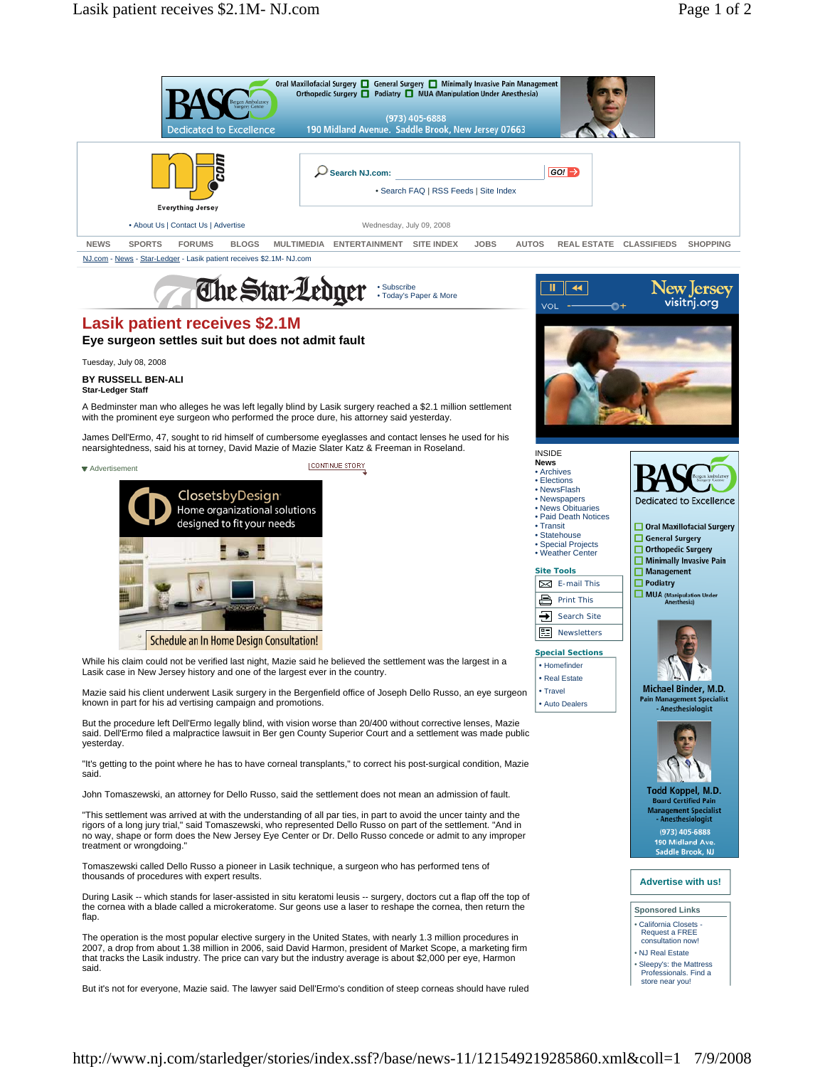# Lasik patient receives $2.1M

## Eye surgeon settles suit but does not admit fault

Tuesday, July 08, 2008

**BY RUSSELL BEN-ALI**
**Star-Ledger Staff**

A Bedminster man who alleges he was left legally blind by Lasik surgery reached a $2.1 million settlement with the prominent eye surgeon who performed the proce dure, his attorney said yesterday.

James Dell'Ermo, 47, sought to rid himself of cumbersome eyeglasses and contact lenses he used for his nearsightedness, said his at torney, David Mazie of Mazie Slater Katz & Freeman in Roseland.

While his claim could not be verified last night, Mazie said he believed the settlement was the largest in a Lasik case in New Jersey history and one of the largest ever in the country.

Mazie said his client underwent Lasik surgery in the Bergenfield office of Joseph Dello Russo, an eye surgeon known in part for his ad vertising campaign and promotions.

But the procedure left Dell'Ermo legally blind, with vision worse than 20/400 without corrective lenses, Mazie said. Dell'Ermo filed a malpractice lawsuit in Ber gen County Superior Court and a settlement was made public yesterday.

"It's getting to the point where he has to have corneal transplants," to correct his post-surgical condition, Mazie said.

John Tomaszewski, an attorney for Dello Russo, said the settlement does not mean an admission of fault.

"This settlement was arrived at with the understanding of all par ties, in part to avoid the uncer tainty and the rigors of a long jury trial," said Tomaszewski, who represented Dello Russo on part of the settlement. "And in no way, shape or form does the New Jersey Eye Center or Dr. Dello Russo concede or admit to any improper treatment or wrongdoing."

Tomaszewski called Dello Russo a pioneer in Lasik technique, a surgeon who has performed tens of thousands of procedures with expert results.

During Lasik -- which stands for laser-assisted in situ keratomi leusis -- surgery, doctors cut a flap off the top of the cornea with a blade called a microkeratome. Sur geons use a laser to reshape the cornea, then return the flap.

The operation is the most popular elective surgery in the United States, with nearly 1.3 million procedures in 2007, a drop from about 1.38 million in 2006, said David Harmon, president of Market Scope, a marketing firm that tracks the Lasik industry. The price can vary but the industry average is about $2,000 per eye, Harmon said.

But it's not for everyone, Mazie said. The lawyer said Dell'Ermo's condition of steep corneas should have ruled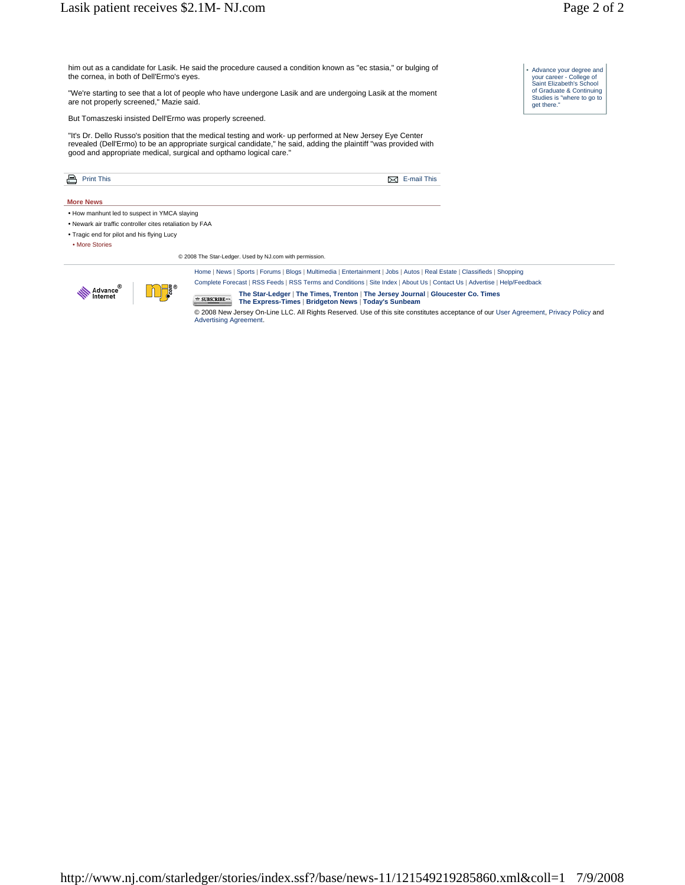him out as a candidate for Lasik. He said the procedure caused a condition known as "ec stasia," or bulging of the cornea, in both of Dell'Ermo's eyes.

"We're starting to see that a lot of people who have undergone Lasik and are undergoing Lasik at the moment are not properly screened," Mazie said.

But Tomaszeski insisted Dell'Ermo was properly screened.

"It's Dr. Dello Russo's position that the medical testing and work- up performed at New Jersey Eye Center revealed (Dell'Ermo) to be an appropriate surgical candidate," he said, adding the plaintiff "was provided with good and appropriate medical, surgical and opthamo logical care."

Print This | E-mail This

**More News**

- How manhunt led to suspect in YMCA slaying
- Newark air traffic controller cites retaliation by FAA
- Tragic end for pilot and his flying Lucy
- More Stories

© 2008 The Star-Ledger. Used by NJ.com with permission.

- Advance your degree and your career - College of Saint Elizabeth's School of Graduate & Continuing Studies is "where to go to get there."

Home | News | Sports | Forums | Blogs | Multimedia | Entertainment | Jobs | Autos | Real Estate | Classifieds | Shopping

Complete Forecast | RSS Feeds | RSS Terms and Conditions | Site Index | About Us | Contact Us | Advertise | Help/Feedback

**The Star-Ledger** | **The Times, Trenton** | **The Jersey Journal** | **Gloucester Co. Times**
**The Express-Times** | **Bridgeton News** | **Today's Sunbeam**

© 2008 New Jersey On-Line LLC. All Rights Reserved. Use of this site constitutes acceptance of our User Agreement, Privacy Policy and Advertising Agreement.